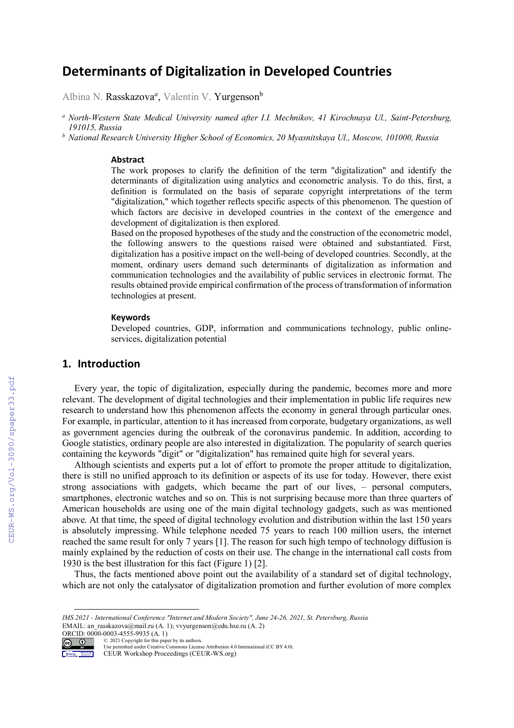# Determinants of Digitalization in Developed Countries

Albina N. Rasskazova[a], Valentin V. Yurgenson[b]

[a] *North-Western State Medical University named after I.I. Mechnikov, 41 Kirochnaya Ul., Saint-Petersburg, 191015, Russia*

[b] *National Research University Higher School of Economics, 20 Myasnitskaya Ul., Moscow, 101000, Russia*

### Abstract

The work proposes to clarify the definition of the term "digitalization" and identify the determinants of digitalization using analytics and econometric analysis. To do this, first, a definition is formulated on the basis of separate copyright interpretations of the term "digitalization," which together reflects specific aspects of this phenomenon. The question of which factors are decisive in developed countries in the context of the emergence and development of digitalization is then explored.

Based on the proposed hypotheses of the study and the construction of the econometric model, the following answers to the questions raised were obtained and substantiated. First, digitalization has a positive impact on the well-being of developed countries. Secondly, at the moment, ordinary users demand such determinants of digitalization as information and communication technologies and the availability of public services in electronic format. The results obtained provide empirical confirmation of the process of transformation of information technologies at present.

### Keywords

Developed countries, GDP, information and communications technology, public online-services, digitalization potential

## 1. Introduction

Every year, the topic of digitalization, especially during the pandemic, becomes more and more relevant. The development of digital technologies and their implementation in public life requires new research to understand how this phenomenon affects the economy in general through particular ones. For example, in particular, attention to it has increased from corporate, budgetary organizations, as well as government agencies during the outbreak of the coronavirus pandemic. In addition, according to Google statistics, ordinary people are also interested in digitalization. The popularity of search queries containing the keywords "digit" or "digitalization" has remained quite high for several years.

Although scientists and experts put a lot of effort to promote the proper attitude to digitalization, there is still no unified approach to its definition or aspects of its use for today. However, there exist strong associations with gadgets, which became the part of our lives, – personal computers, smartphones, electronic watches and so on. This is not surprising because more than three quarters of American households are using one of the main digital technology gadgets, such as was mentioned above. At that time, the speed of digital technology evolution and distribution within the last 150 years is absolutely impressing. While telephone needed 75 years to reach 100 million users, the internet reached the same result for only 7 years [1]. The reason for such high tempo of technology diffusion is mainly explained by the reduction of costs on their use. The change in the international call costs from 1930 is the best illustration for this fact (Figure 1) [2].

Thus, the facts mentioned above point out the availability of a standard set of digital technology, which are not only the catalysator of digitalization promotion and further evolution of more complex

---

*IMS 2021 - International Conference "Internet and Modern Society", June 24-26, 2021, St. Petersburg, Russia*
EMAIL: an_rasskazova@mail.ru (A. 1); vvyurgenson@edu.hse.ru (A. 2)
ORCID: 0000-0003-4555-9935 (A. 1)
© 2021 Copyright for this paper by its authors.
Use permitted under Creative Commons License Attribution 4.0 International (CC BY 4.0).
CEUR Workshop Proceedings (CEUR-WS.org)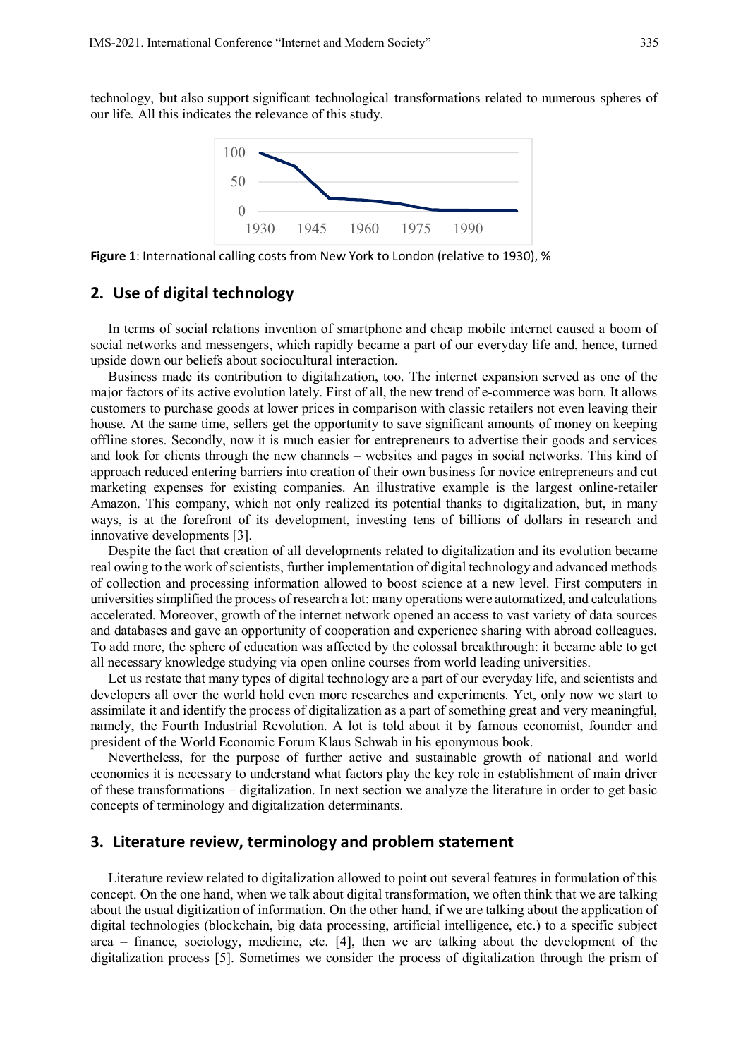technology, but also support significant technological transformations related to numerous spheres of our life. All this indicates the relevance of this study.

**Figure 1**: International calling costs from New York to London (relative to 1930), %

## 2. Use of digital technology

In terms of social relations invention of smartphone and cheap mobile internet caused a boom of social networks and messengers, which rapidly became a part of our everyday life and, hence, turned upside down our beliefs about sociocultural interaction.

Business made its contribution to digitalization, too. The internet expansion served as one of the major factors of its active evolution lately. First of all, the new trend of e-commerce was born. It allows customers to purchase goods at lower prices in comparison with classic retailers not even leaving their house. At the same time, sellers get the opportunity to save significant amounts of money on keeping offline stores. Secondly, now it is much easier for entrepreneurs to advertise their goods and services and look for clients through the new channels – websites and pages in social networks. This kind of approach reduced entering barriers into creation of their own business for novice entrepreneurs and cut marketing expenses for existing companies. An illustrative example is the largest online-retailer Amazon. This company, which not only realized its potential thanks to digitalization, but, in many ways, is at the forefront of its development, investing tens of billions of dollars in research and innovative developments [3].

Despite the fact that creation of all developments related to digitalization and its evolution became real owing to the work of scientists, further implementation of digital technology and advanced methods of collection and processing information allowed to boost science at a new level. First computers in universities simplified the process of research a lot: many operations were automatized, and calculations accelerated. Moreover, growth of the internet network opened an access to vast variety of data sources and databases and gave an opportunity of cooperation and experience sharing with abroad colleagues. To add more, the sphere of education was affected by the colossal breakthrough: it became able to get all necessary knowledge studying via open online courses from world leading universities.

Let us restate that many types of digital technology are a part of our everyday life, and scientists and developers all over the world hold even more researches and experiments. Yet, only now we start to assimilate it and identify the process of digitalization as a part of something great and very meaningful, namely, the Fourth Industrial Revolution. A lot is told about it by famous economist, founder and president of the World Economic Forum Klaus Schwab in his eponymous book.

Nevertheless, for the purpose of further active and sustainable growth of national and world economies it is necessary to understand what factors play the key role in establishment of main driver of these transformations – digitalization. In next section we analyze the literature in order to get basic concepts of terminology and digitalization determinants.

## 3. Literature review, terminology and problem statement

Literature review related to digitalization allowed to point out several features in formulation of this concept. On the one hand, when we talk about digital transformation, we often think that we are talking about the usual digitization of information. On the other hand, if we are talking about the application of digital technologies (blockchain, big data processing, artificial intelligence, etc.) to a specific subject area – finance, sociology, medicine, etc. [4], then we are talking about the development of the digitalization process [5]. Sometimes we consider the process of digitalization through the prism of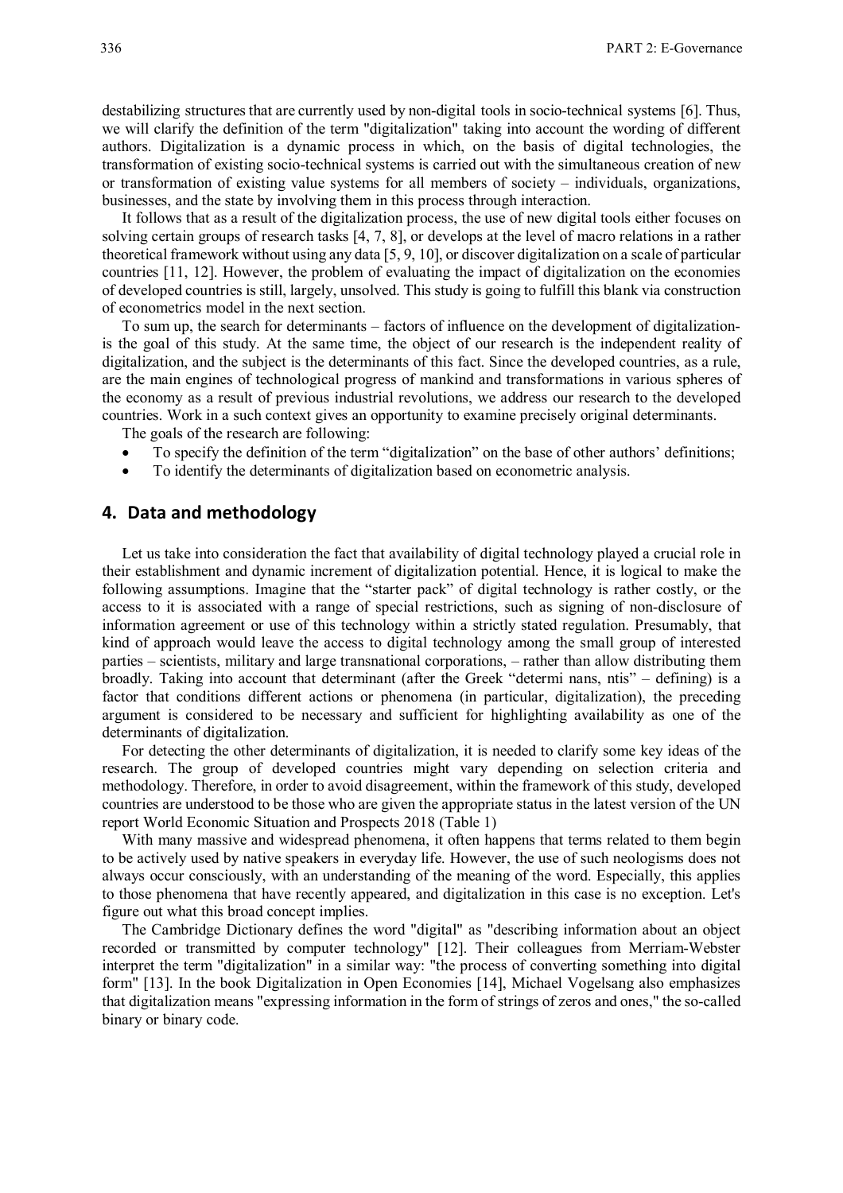destabilizing structures that are currently used by non-digital tools in socio-technical systems [6]. Thus, we will clarify the definition of the term "digitalization" taking into account the wording of different authors. Digitalization is a dynamic process in which, on the basis of digital technologies, the transformation of existing socio-technical systems is carried out with the simultaneous creation of new or transformation of existing value systems for all members of society – individuals, organizations, businesses, and the state by involving them in this process through interaction.

It follows that as a result of the digitalization process, the use of new digital tools either focuses on solving certain groups of research tasks [4, 7, 8], or develops at the level of macro relations in a rather theoretical framework without using any data [5, 9, 10], or discover digitalization on a scale of particular countries [11, 12]. However, the problem of evaluating the impact of digitalization on the economies of developed countries is still, largely, unsolved. This study is going to fulfill this blank via construction of econometrics model in the next section.

To sum up, the search for determinants – factors of influence on the development of digitalization- is the goal of this study. At the same time, the object of our research is the independent reality of digitalization, and the subject is the determinants of this fact. Since the developed countries, as a rule, are the main engines of technological progress of mankind and transformations in various spheres of the economy as a result of previous industrial revolutions, we address our research to the developed countries. Work in a such context gives an opportunity to examine precisely original determinants.

The goals of the research are following:

- To specify the definition of the term "digitalization" on the base of other authors' definitions;
- To identify the determinants of digitalization based on econometric analysis.

## 4. Data and methodology

Let us take into consideration the fact that availability of digital technology played a crucial role in their establishment and dynamic increment of digitalization potential. Hence, it is logical to make the following assumptions. Imagine that the "starter pack" of digital technology is rather costly, or the access to it is associated with a range of special restrictions, such as signing of non-disclosure of information agreement or use of this technology within a strictly stated regulation. Presumably, that kind of approach would leave the access to digital technology among the small group of interested parties – scientists, military and large transnational corporations, – rather than allow distributing them broadly. Taking into account that determinant (after the Greek "determi nans, ntis" – defining) is a factor that conditions different actions or phenomena (in particular, digitalization), the preceding argument is considered to be necessary and sufficient for highlighting availability as one of the determinants of digitalization.

For detecting the other determinants of digitalization, it is needed to clarify some key ideas of the research. The group of developed countries might vary depending on selection criteria and methodology. Therefore, in order to avoid disagreement, within the framework of this study, developed countries are understood to be those who are given the appropriate status in the latest version of the UN report World Economic Situation and Prospects 2018 (Table 1)

With many massive and widespread phenomena, it often happens that terms related to them begin to be actively used by native speakers in everyday life. However, the use of such neologisms does not always occur consciously, with an understanding of the meaning of the word. Especially, this applies to those phenomena that have recently appeared, and digitalization in this case is no exception. Let's figure out what this broad concept implies.

The Cambridge Dictionary defines the word "digital" as "describing information about an object recorded or transmitted by computer technology" [12]. Their colleagues from Merriam-Webster interpret the term "digitalization" in a similar way: "the process of converting something into digital form" [13]. In the book Digitalization in Open Economies [14], Michael Vogelsang also emphasizes that digitalization means "expressing information in the form of strings of zeros and ones," the so-called binary or binary code.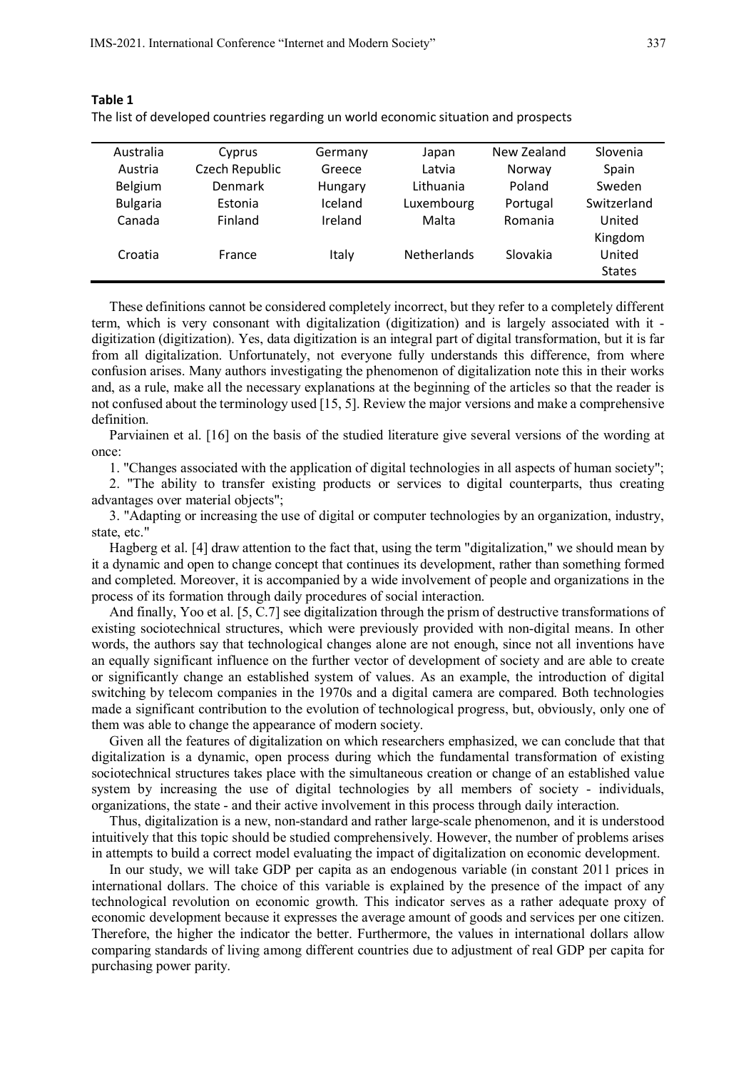**Table 1**
The list of developed countries regarding un world economic situation and prospects

| | | | | | |
|---|---|---|---|---|---|
| Australia | Cyprus | Germany | Japan | New Zealand | Slovenia |
| Austria | Czech Republic | Greece | Latvia | Norway | Spain |
| Belgium | Denmark | Hungary | Lithuania | Poland | Sweden |
| Bulgaria | Estonia | Iceland | Luxembourg | Portugal | Switzerland |
| Canada | Finland | Ireland | Malta | Romania | United Kingdom |
| Croatia | France | Italy | Netherlands | Slovakia | United States |

These definitions cannot be considered completely incorrect, but they refer to a completely different term, which is very consonant with digitalization (digitization) and is largely associated with it - digitization (digitization). Yes, data digitization is an integral part of digital transformation, but it is far from all digitalization. Unfortunately, not everyone fully understands this difference, from where confusion arises. Many authors investigating the phenomenon of digitalization note this in their works and, as a rule, make all the necessary explanations at the beginning of the articles so that the reader is not confused about the terminology used [15, 5]. Review the major versions and make a comprehensive definition.

Parviainen et al. [16] on the basis of the studied literature give several versions of the wording at once:

1. "Changes associated with the application of digital technologies in all aspects of human society";
2. "The ability to transfer existing products or services to digital counterparts, thus creating advantages over material objects";
3. "Adapting or increasing the use of digital or computer technologies by an organization, industry, state, etc."

Hagberg et al. [4] draw attention to the fact that, using the term "digitalization," we should mean by it a dynamic and open to change concept that continues its development, rather than something formed and completed. Moreover, it is accompanied by a wide involvement of people and organizations in the process of its formation through daily procedures of social interaction.

And finally, Yoo et al. [5, C.7] see digitalization through the prism of destructive transformations of existing sociotechnical structures, which were previously provided with non-digital means. In other words, the authors say that technological changes alone are not enough, since not all inventions have an equally significant influence on the further vector of development of society and are able to create or significantly change an established system of values. As an example, the introduction of digital switching by telecom companies in the 1970s and a digital camera are compared. Both technologies made a significant contribution to the evolution of technological progress, but, obviously, only one of them was able to change the appearance of modern society.

Given all the features of digitalization on which researchers emphasized, we can conclude that that digitalization is a dynamic, open process during which the fundamental transformation of existing sociotechnical structures takes place with the simultaneous creation or change of an established value system by increasing the use of digital technologies by all members of society - individuals, organizations, the state - and their active involvement in this process through daily interaction.

Thus, digitalization is a new, non-standard and rather large-scale phenomenon, and it is understood intuitively that this topic should be studied comprehensively. However, the number of problems arises in attempts to build a correct model evaluating the impact of digitalization on economic development.

In our study, we will take GDP per capita as an endogenous variable (in constant 2011 prices in international dollars. The choice of this variable is explained by the presence of the impact of any technological revolution on economic growth. This indicator serves as a rather adequate proxy of economic development because it expresses the average amount of goods and services per one citizen. Therefore, the higher the indicator the better. Furthermore, the values in international dollars allow comparing standards of living among different countries due to adjustment of real GDP per capita for purchasing power parity.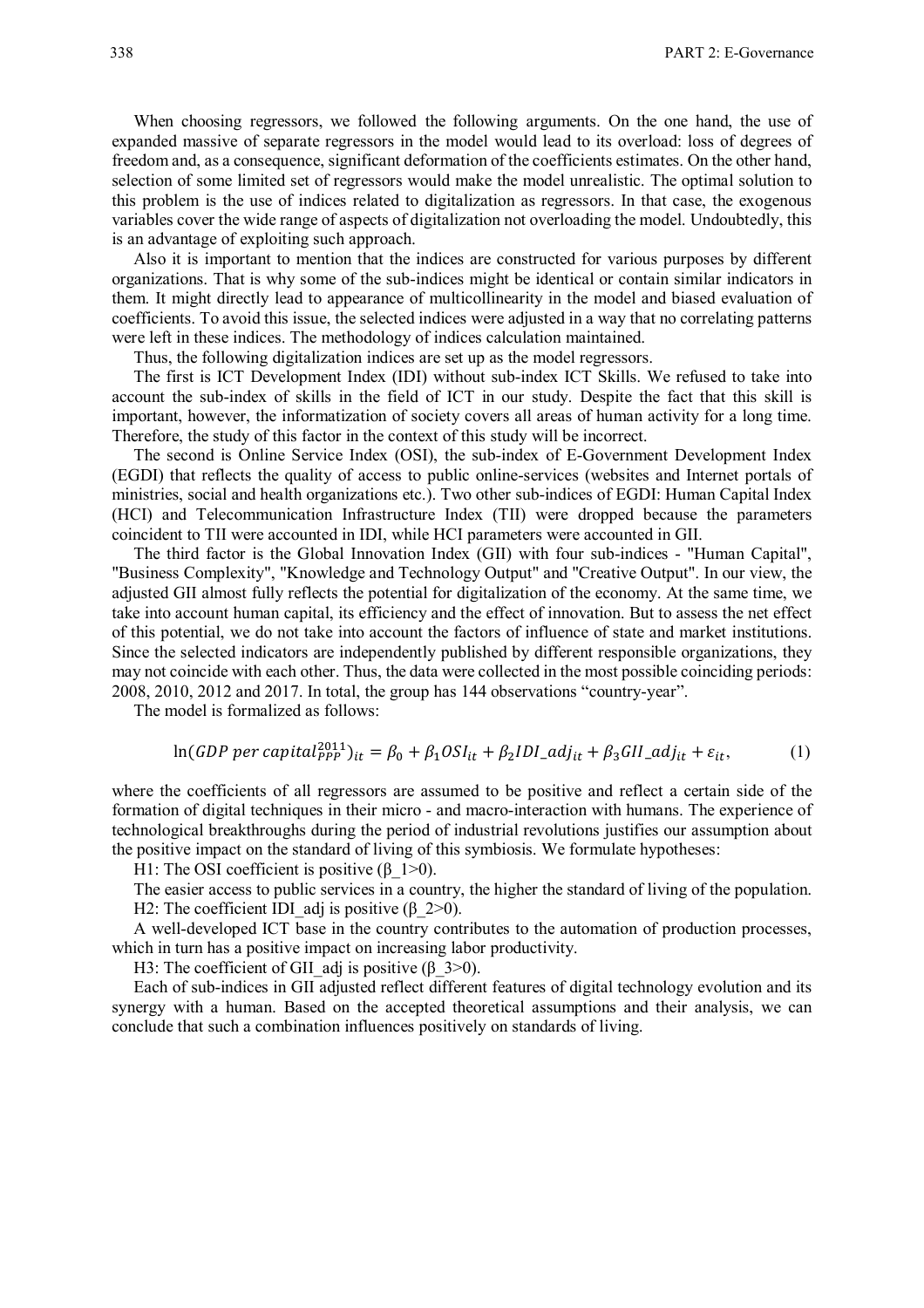When choosing regressors, we followed the following arguments. On the one hand, the use of expanded massive of separate regressors in the model would lead to its overload: loss of degrees of freedom and, as a consequence, significant deformation of the coefficients estimates. On the other hand, selection of some limited set of regressors would make the model unrealistic. The optimal solution to this problem is the use of indices related to digitalization as regressors. In that case, the exogenous variables cover the wide range of aspects of digitalization not overloading the model. Undoubtedly, this is an advantage of exploiting such approach.

Also it is important to mention that the indices are constructed for various purposes by different organizations. That is why some of the sub-indices might be identical or contain similar indicators in them. It might directly lead to appearance of multicollinearity in the model and biased evaluation of coefficients. To avoid this issue, the selected indices were adjusted in a way that no correlating patterns were left in these indices. The methodology of indices calculation maintained.

Thus, the following digitalization indices are set up as the model regressors.

The first is ICT Development Index (IDI) without sub-index ICT Skills. We refused to take into account the sub-index of skills in the field of ICT in our study. Despite the fact that this skill is important, however, the informatization of society covers all areas of human activity for a long time. Therefore, the study of this factor in the context of this study will be incorrect.

The second is Online Service Index (OSI), the sub-index of E-Government Development Index (EGDI) that reflects the quality of access to public online-services (websites and Internet portals of ministries, social and health organizations etc.). Two other sub-indices of EGDI: Human Capital Index (HCI) and Telecommunication Infrastructure Index (TII) were dropped because the parameters coincident to TII were accounted in IDI, while HCI parameters were accounted in GII.

The third factor is the Global Innovation Index (GII) with four sub-indices - "Human Capital", "Business Complexity", "Knowledge and Technology Output" and "Creative Output". In our view, the adjusted GII almost fully reflects the potential for digitalization of the economy. At the same time, we take into account human capital, its efficiency and the effect of innovation. But to assess the net effect of this potential, we do not take into account the factors of influence of state and market institutions. Since the selected indicators are independently published by different responsible organizations, they may not coincide with each other. Thus, the data were collected in the most possible coinciding periods: 2008, 2010, 2012 and 2017. In total, the group has 144 observations "country-year".

The model is formalized as follows:

$$\ln(GDP\ per\ capita_{PPP}^{2011})_{it} = \beta_0 + \beta_1 OSI_{it} + \beta_2 IDI\_adj_{it} + \beta_3 GII\_adj_{it} + \varepsilon_{it}, \qquad (1)$$

where the coefficients of all regressors are assumed to be positive and reflect a certain side of the formation of digital techniques in their micro - and macro-interaction with humans. The experience of technological breakthroughs during the period of industrial revolutions justifies our assumption about the positive impact on the standard of living of this symbiosis. We formulate hypotheses:

H1: The OSI coefficient is positive ($\beta_1>0$).

The easier access to public services in a country, the higher the standard of living of the population.

H2: The coefficient IDI_adj is positive ($\beta_2>0$).

A well-developed ICT base in the country contributes to the automation of production processes, which in turn has a positive impact on increasing labor productivity.

H3: The coefficient of GII_adj is positive ($\beta_3>0$).

Each of sub-indices in GII adjusted reflect different features of digital technology evolution and its synergy with a human. Based on the accepted theoretical assumptions and their analysis, we can conclude that such a combination influences positively on standards of living.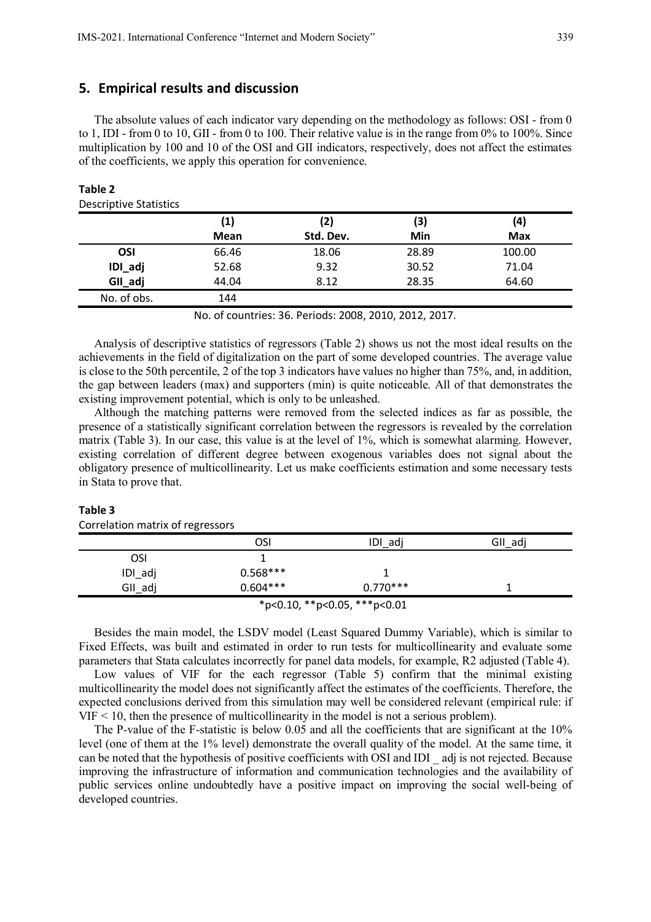## 5. Empirical results and discussion

The absolute values of each indicator vary depending on the methodology as follows: OSI - from 0 to 1, IDI - from 0 to 10, GII - from 0 to 100. Their relative value is in the range from 0% to 100%. Since multiplication by 100 and 10 of the OSI and GII indicators, respectively, does not affect the estimates of the coefficients, we apply this operation for convenience.

**Table 2**

Descriptive Statistics

| | (1) Mean | (2) Std. Dev. | (3) Min | (4) Max |
|---|---|---|---|---|
| **OSI** | 66.46 | 18.06 | 28.89 | 100.00 |
| **IDI_adj** | 52.68 | 9.32 | 30.52 | 71.04 |
| **GII_adj** | 44.04 | 8.12 | 28.35 | 64.60 |
| No. of obs. | 144 | | | |

No. of countries: 36. Periods: 2008, 2010, 2012, 2017.

Analysis of descriptive statistics of regressors (Table 2) shows us not the most ideal results on the achievements in the field of digitalization on the part of some developed countries. The average value is close to the 50th percentile, 2 of the top 3 indicators have values no higher than 75%, and, in addition, the gap between leaders (max) and supporters (min) is quite noticeable. All of that demonstrates the existing improvement potential, which is only to be unleashed.

Although the matching patterns were removed from the selected indices as far as possible, the presence of a statistically significant correlation between the regressors is revealed by the correlation matrix (Table 3). In our case, this value is at the level of 1%, which is somewhat alarming. However, existing correlation of different degree between exogenous variables does not signal about the obligatory presence of multicollinearity. Let us make coefficients estimation and some necessary tests in Stata to prove that.

**Table 3**

Correlation matrix of regressors

| | OSI | IDI_adj | GII_adj |
|---|---|---|---|
| OSI | 1 | | |
| IDI_adj | 0.568*** | 1 | |
| GII_adj | 0.604*** | 0.770*** | 1 |

*p<0.10, **p<0.05, ***p<0.01

Besides the main model, the LSDV model (Least Squared Dummy Variable), which is similar to Fixed Effects, was built and estimated in order to run tests for multicollinearity and evaluate some parameters that Stata calculates incorrectly for panel data models, for example, R2 adjusted (Table 4).

Low values of VIF for the each regressor (Table 5) confirm that the minimal existing multicollinearity the model does not significantly affect the estimates of the coefficients. Therefore, the expected conclusions derived from this simulation may well be considered relevant (empirical rule: if VIF < 10, then the presence of multicollinearity in the model is not a serious problem).

The P-value of the F-statistic is below 0.05 and all the coefficients that are significant at the 10% level (one of them at the 1% level) demonstrate the overall quality of the model. At the same time, it can be noted that the hypothesis of positive coefficients with OSI and IDI _ adj is not rejected. Because improving the infrastructure of information and communication technologies and the availability of public services online undoubtedly have a positive impact on improving the social well-being of developed countries.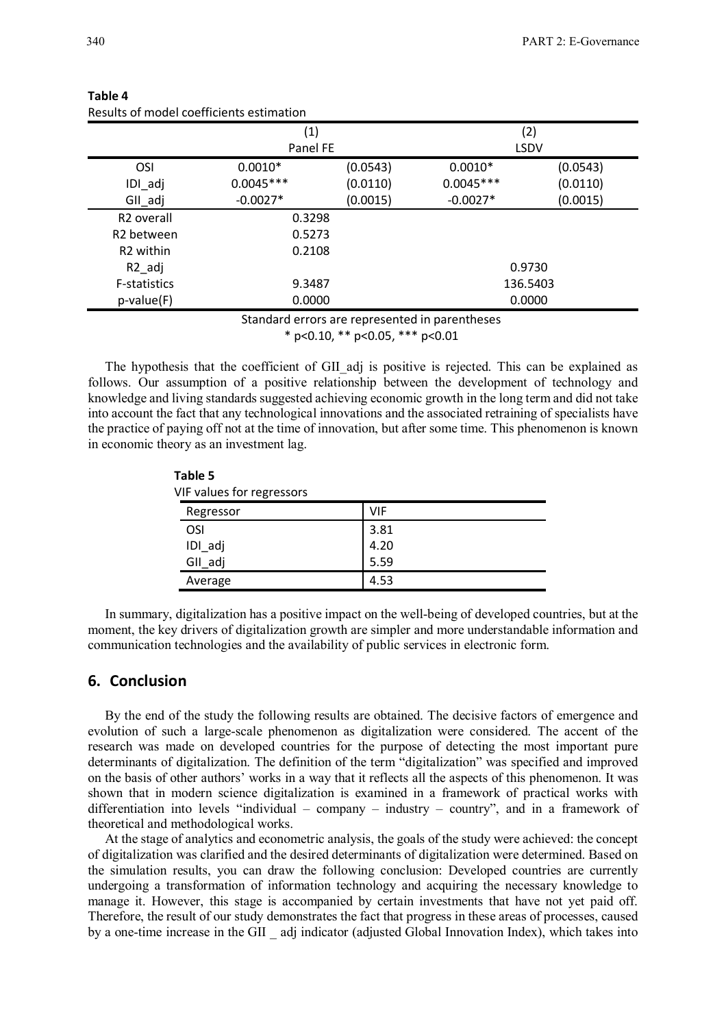**Table 4**
Results of model coefficients estimation

| | (1) | | (2) | |
|---|---|---|---|---|
| | Panel FE | | LSDV | |
| OSI | 0.0010* | (0.0543) | 0.0010* | (0.0543) |
| IDI_adj | 0.0045*** | (0.0110) | 0.0045*** | (0.0110) |
| GII_adj | -0.0027* | (0.0015) | -0.0027* | (0.0015) |
| R2 overall | 0.3298 | | | |
| R2 between | 0.5273 | | | |
| R2 within | 0.2108 | | | |
| R2_adj | | | 0.9730 | |
| F-statistics | 9.3487 | | 136.5403 | |
| p-value(F) | 0.0000 | | 0.0000 | |

Standard errors are represented in parentheses
* p<0.10, ** p<0.05, *** p<0.01

The hypothesis that the coefficient of GII_adj is positive is rejected. This can be explained as follows. Our assumption of a positive relationship between the development of technology and knowledge and living standards suggested achieving economic growth in the long term and did not take into account the fact that any technological innovations and the associated retraining of specialists have the practice of paying off not at the time of innovation, but after some time. This phenomenon is known in economic theory as an investment lag.

**Table 5**
VIF values for regressors

| Regressor | VIF |
|---|---|
| OSI | 3.81 |
| IDI_adj | 4.20 |
| GII_adj | 5.59 |
| Average | 4.53 |

In summary, digitalization has a positive impact on the well-being of developed countries, but at the moment, the key drivers of digitalization growth are simpler and more understandable information and communication technologies and the availability of public services in electronic form.

## 6. Conclusion

By the end of the study the following results are obtained. The decisive factors of emergence and evolution of such a large-scale phenomenon as digitalization were considered. The accent of the research was made on developed countries for the purpose of detecting the most important pure determinants of digitalization. The definition of the term "digitalization" was specified and improved on the basis of other authors' works in a way that it reflects all the aspects of this phenomenon. It was shown that in modern science digitalization is examined in a framework of practical works with differentiation into levels "individual – company – industry – country", and in a framework of theoretical and methodological works.

At the stage of analytics and econometric analysis, the goals of the study were achieved: the concept of digitalization was clarified and the desired determinants of digitalization were determined. Based on the simulation results, you can draw the following conclusion: Developed countries are currently undergoing a transformation of information technology and acquiring the necessary knowledge to manage it. However, this stage is accompanied by certain investments that have not yet paid off. Therefore, the result of our study demonstrates the fact that progress in these areas of processes, caused by a one-time increase in the GII _ adj indicator (adjusted Global Innovation Index), which takes into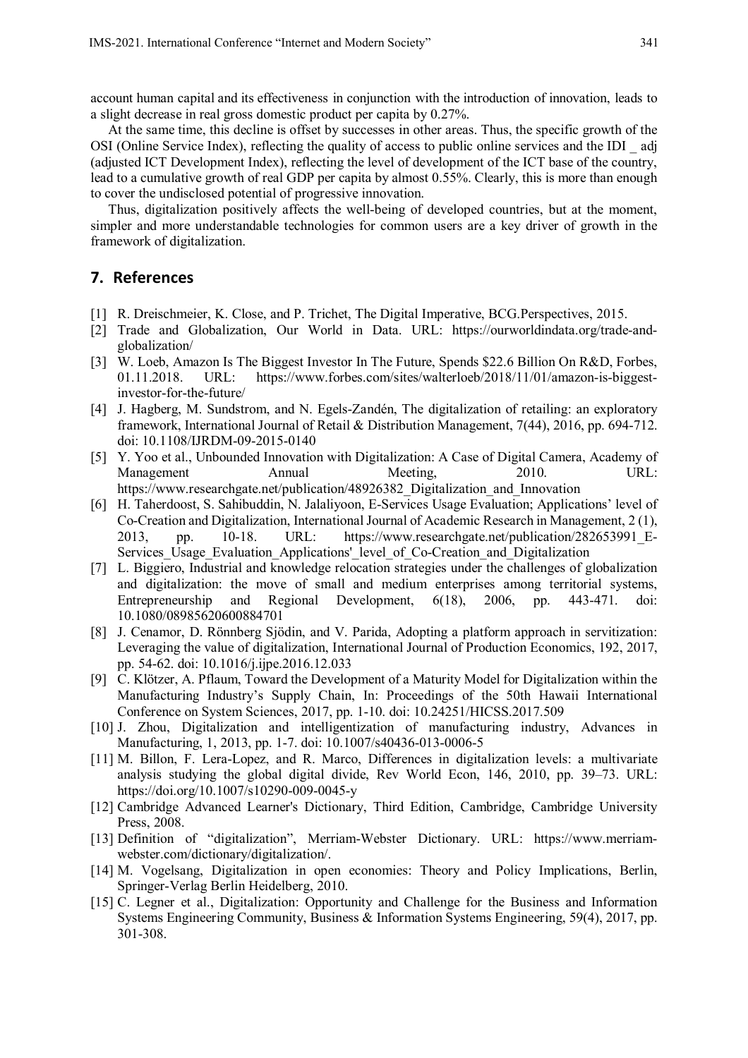account human capital and its effectiveness in conjunction with the introduction of innovation, leads to a slight decrease in real gross domestic product per capita by 0.27%.

At the same time, this decline is offset by successes in other areas. Thus, the specific growth of the OSI (Online Service Index), reflecting the quality of access to public online services and the IDI _ adj (adjusted ICT Development Index), reflecting the level of development of the ICT base of the country, lead to a cumulative growth of real GDP per capita by almost 0.55%. Clearly, this is more than enough to cover the undisclosed potential of progressive innovation.

Thus, digitalization positively affects the well-being of developed countries, but at the moment, simpler and more understandable technologies for common users are a key driver of growth in the framework of digitalization.

## 7. References

[1] R. Dreischmeier, K. Close, and P. Trichet, The Digital Imperative, BCG.Perspectives, 2015.

[2] Trade and Globalization, Our World in Data. URL: https://ourworldindata.org/trade-and-globalization/

[3] W. Loeb, Amazon Is The Biggest Investor In The Future, Spends $22.6 Billion On R&D, Forbes, 01.11.2018. URL: https://www.forbes.com/sites/walterloeb/2018/11/01/amazon-is-biggest-investor-for-the-future/

[4] J. Hagberg, M. Sundstrom, and N. Egels-Zandén, The digitalization of retailing: an exploratory framework, International Journal of Retail & Distribution Management, 7(44), 2016, pp. 694-712. doi: 10.1108/IJRDM-09-2015-0140

[5] Y. Yoo et al., Unbounded Innovation with Digitalization: A Case of Digital Camera, Academy of Management Annual Meeting, 2010. URL: https://www.researchgate.net/publication/48926382_Digitalization_and_Innovation

[6] H. Taherdoost, S. Sahibuddin, N. Jalaliyoon, E-Services Usage Evaluation; Applications' level of Co-Creation and Digitalization, International Journal of Academic Research in Management, 2 (1), 2013, pp. 10-18. URL: https://www.researchgate.net/publication/282653991_E-Services_Usage_Evaluation_Applications'_level_of_Co-Creation_and_Digitalization

[7] L. Biggiero, Industrial and knowledge relocation strategies under the challenges of globalization and digitalization: the move of small and medium enterprises among territorial systems, Entrepreneurship and Regional Development, 6(18), 2006, pp. 443-471. doi: 10.1080/08985620600884701

[8] J. Cenamor, D. Rönnberg Sjödin, and V. Parida, Adopting a platform approach in servitization: Leveraging the value of digitalization, International Journal of Production Economics, 192, 2017, pp. 54-62. doi: 10.1016/j.ijpe.2016.12.033

[9] C. Klötzer, A. Pflaum, Toward the Development of a Maturity Model for Digitalization within the Manufacturing Industry's Supply Chain, In: Proceedings of the 50th Hawaii International Conference on System Sciences, 2017, pp. 1-10. doi: 10.24251/HICSS.2017.509

[10] J. Zhou, Digitalization and intelligentization of manufacturing industry, Advances in Manufacturing, 1, 2013, pp. 1-7. doi: 10.1007/s40436-013-0006-5

[11] M. Billon, F. Lera-Lopez, and R. Marco, Differences in digitalization levels: a multivariate analysis studying the global digital divide, Rev World Econ, 146, 2010, pp. 39–73. URL: https://doi.org/10.1007/s10290-009-0045-y

[12] Cambridge Advanced Learner's Dictionary, Third Edition, Cambridge, Cambridge University Press, 2008.

[13] Definition of "digitalization", Merriam-Webster Dictionary. URL: https://www.merriam-webster.com/dictionary/digitalization/.

[14] M. Vogelsang, Digitalization in open economies: Theory and Policy Implications, Berlin, Springer-Verlag Berlin Heidelberg, 2010.

[15] C. Legner et al., Digitalization: Opportunity and Challenge for the Business and Information Systems Engineering Community, Business & Information Systems Engineering, 59(4), 2017, pp. 301-308.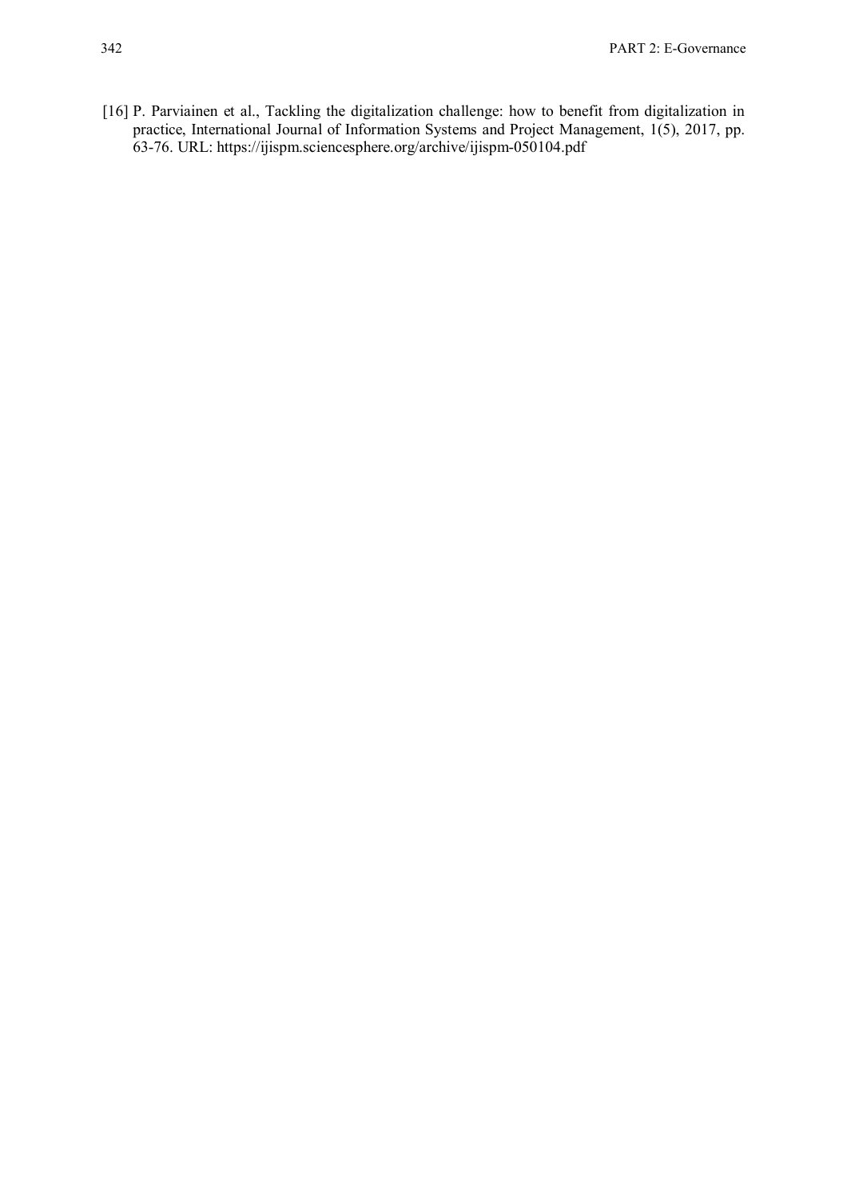[16] P. Parviainen et al., Tackling the digitalization challenge: how to benefit from digitalization in practice, International Journal of Information Systems and Project Management, 1(5), 2017, pp. 63-76. URL: https://ijispm.sciencesphere.org/archive/ijispm-050104.pdf